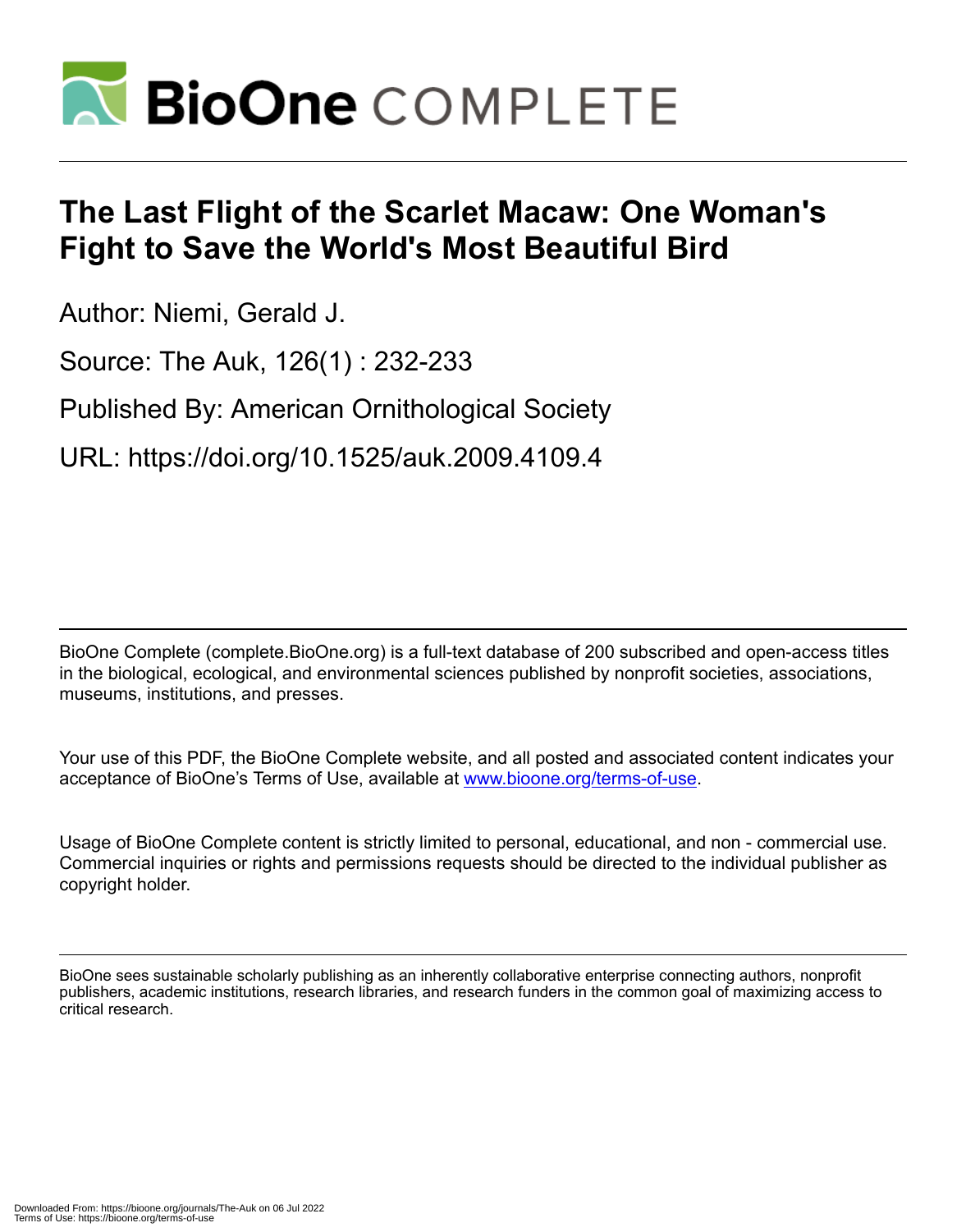# The Last Flight of the Scarlet Macaw: One Woman's Fight to Save the World's Most Beautiful Bird

Author: Niemi, Gerald J.

Source: The Auk, 126(1) : 232-233

Published By: American Ornithological Society

URL: https://doi.org/10.1525/auk.2009.4109.4

BioOne Complete (complete.BioOne.org) is a full-text database of 200 subscribed and open-access titles in the biological, ecological, and environmental sciences published by nonprofit societies, associations, museums, institutions, and presses.

Your use of this PDF, the BioOne Complete website, and all posted and associated content indicates your acceptance of BioOne's Terms of Use, available at www.bioone.org/terms-of-use.

Usage of BioOne Complete content is strictly limited to personal, educational, and non - commercial use. Commercial inquiries or rights and permissions requests should be directed to the individual publisher as copyright holder.

BioOne sees sustainable scholarly publishing as an inherently collaborative enterprise connecting authors, nonprofit publishers, academic institutions, research libraries, and research funders in the common goal of maximizing access to critical research.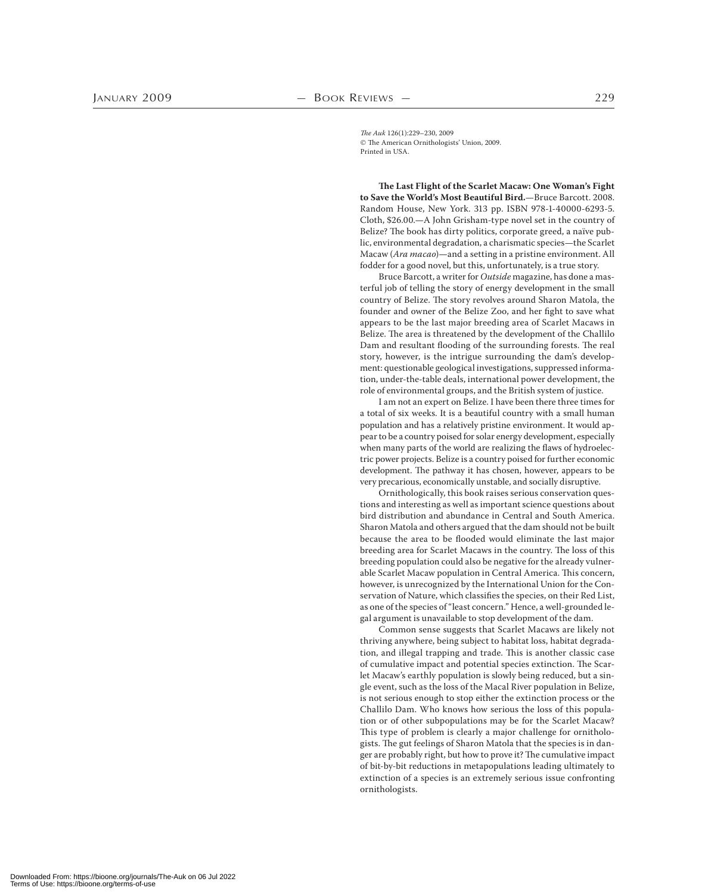*The Auk* 126(1):229–230, 2009
© The American Ornithologists' Union, 2009.
Printed in USA.

**The Last Flight of the Scarlet Macaw: One Woman's Fight to Save the World's Most Beautiful Bird.**—Bruce Barcott. 2008. Random House, New York. 313 pp. ISBN 978-1-40000-6293-5. Cloth, $26.00.—A John Grisham-type novel set in the country of Belize? The book has dirty politics, corporate greed, a naïve public, environmental degradation, a charismatic species—the Scarlet Macaw (*Ara macao*)—and a setting in a pristine environment. All fodder for a good novel, but this, unfortunately, is a true story.

Bruce Barcott, a writer for *Outside* magazine, has done a masterful job of telling the story of energy development in the small country of Belize. The story revolves around Sharon Matola, the founder and owner of the Belize Zoo, and her fight to save what appears to be the last major breeding area of Scarlet Macaws in Belize. The area is threatened by the development of the Challilo Dam and resultant flooding of the surrounding forests. The real story, however, is the intrigue surrounding the dam's development: questionable geological investigations, suppressed information, under-the-table deals, international power development, the role of environmental groups, and the British system of justice.

I am not an expert on Belize. I have been there three times for a total of six weeks. It is a beautiful country with a small human population and has a relatively pristine environment. It would appear to be a country poised for solar energy development, especially when many parts of the world are realizing the flaws of hydroelectric power projects. Belize is a country poised for further economic development. The pathway it has chosen, however, appears to be very precarious, economically unstable, and socially disruptive.

Ornithologically, this book raises serious conservation questions and interesting as well as important science questions about bird distribution and abundance in Central and South America. Sharon Matola and others argued that the dam should not be built because the area to be flooded would eliminate the last major breeding area for Scarlet Macaws in the country. The loss of this breeding population could also be negative for the already vulnerable Scarlet Macaw population in Central America. This concern, however, is unrecognized by the International Union for the Conservation of Nature, which classifies the species, on their Red List, as one of the species of "least concern." Hence, a well-grounded legal argument is unavailable to stop development of the dam.

Common sense suggests that Scarlet Macaws are likely not thriving anywhere, being subject to habitat loss, habitat degradation, and illegal trapping and trade. This is another classic case of cumulative impact and potential species extinction. The Scarlet Macaw's earthly population is slowly being reduced, but a single event, such as the loss of the Macal River population in Belize, is not serious enough to stop either the extinction process or the Challilo Dam. Who knows how serious the loss of this population or of other subpopulations may be for the Scarlet Macaw? This type of problem is clearly a major challenge for ornithologists. The gut feelings of Sharon Matola that the species is in danger are probably right, but how to prove it? The cumulative impact of bit-by-bit reductions in metapopulations leading ultimately to extinction of a species is an extremely serious issue confronting ornithologists.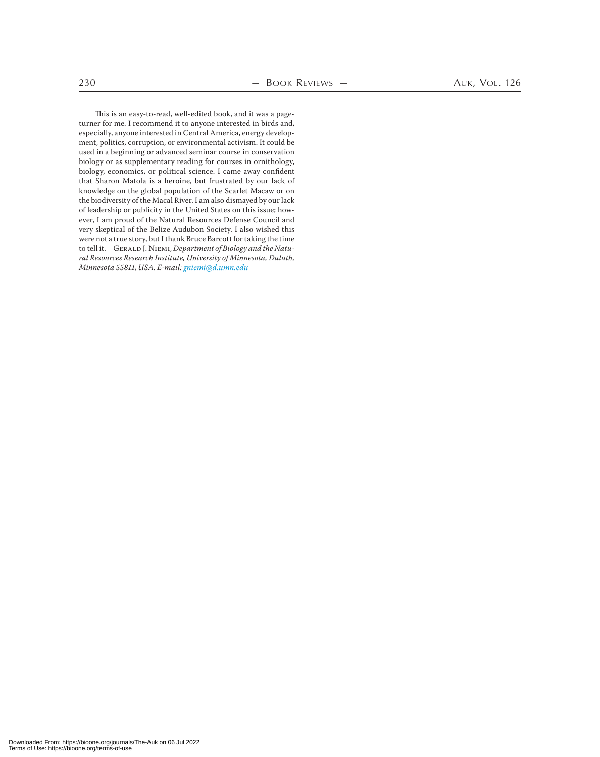This is an easy-to-read, well-edited book, and it was a page-turner for me. I recommend it to anyone interested in birds and, especially, anyone interested in Central America, energy development, politics, corruption, or environmental activism. It could be used in a beginning or advanced seminar course in conservation biology or as supplementary reading for courses in ornithology, biology, economics, or political science. I came away confident that Sharon Matola is a heroine, but frustrated by our lack of knowledge on the global population of the Scarlet Macaw or on the biodiversity of the Macal River. I am also dismayed by our lack of leadership or publicity in the United States on this issue; however, I am proud of the Natural Resources Defense Council and very skeptical of the Belize Audubon Society. I also wished this were not a true story, but I thank Bruce Barcott for taking the time to tell it.—Gerald J. Niemi, *Department of Biology and the Natural Resources Research Institute, University of Minnesota, Duluth, Minnesota 55811, USA. E-mail: gniemi@d.umn.edu*

---

Downloaded From: https://bioone.org/journals/The-Auk on 06 Jul 2022
Terms of Use: https://bioone.org/terms-of-use